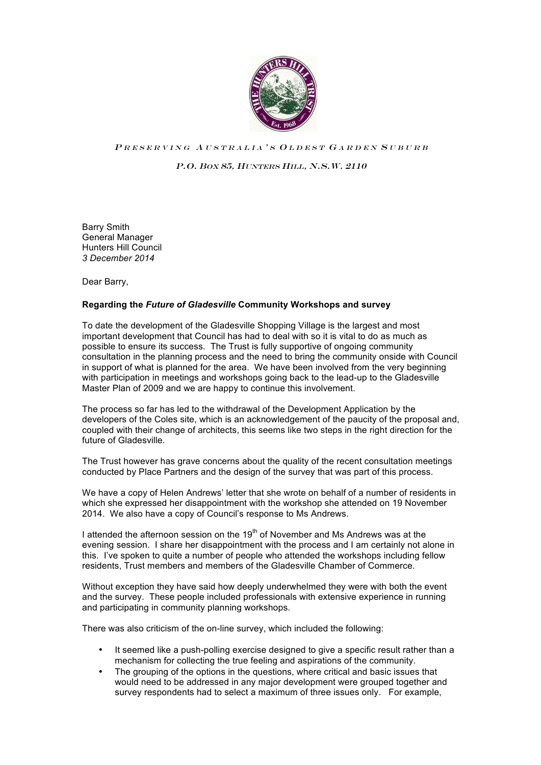PRESERVING AUSTRALIA'S OLDEST GARDEN SUBURB

*P.O. BOX 85, HUNTERS HILL, N.S.W. 2110*

Barry Smith
General Manager
Hunters Hill Council
*3 December 2014*

Dear Barry,

**Regarding the *Future of Gladesville* Community Workshops and survey**

To date the development of the Gladesville Shopping Village is the largest and most important development that Council has had to deal with so it is vital to do as much as possible to ensure its success. The Trust is fully supportive of ongoing community consultation in the planning process and the need to bring the community onside with Council in support of what is planned for the area. We have been involved from the very beginning with participation in meetings and workshops going back to the lead-up to the Gladesville Master Plan of 2009 and we are happy to continue this involvement.

The process so far has led to the withdrawal of the Development Application by the developers of the Coles site, which is an acknowledgement of the paucity of the proposal and, coupled with their change of architects, this seems like two steps in the right direction for the future of Gladesville.

The Trust however has grave concerns about the quality of the recent consultation meetings conducted by Place Partners and the design of the survey that was part of this process.

We have a copy of Helen Andrews' letter that she wrote on behalf of a number of residents in which she expressed her disappointment with the workshop she attended on 19 November 2014. We also have a copy of Council's response to Ms Andrews.

I attended the afternoon session on the 19th of November and Ms Andrews was at the evening session. I share her disappointment with the process and I am certainly not alone in this. I've spoken to quite a number of people who attended the workshops including fellow residents, Trust members and members of the Gladesville Chamber of Commerce.

Without exception they have said how deeply underwhelmed they were with both the event and the survey. These people included professionals with extensive experience in running and participating in community planning workshops.

There was also criticism of the on-line survey, which included the following:

- It seemed like a push-polling exercise designed to give a specific result rather than a mechanism for collecting the true feeling and aspirations of the community.
- The grouping of the options in the questions, where critical and basic issues that would need to be addressed in any major development were grouped together and survey respondents had to select a maximum of three issues only. For example,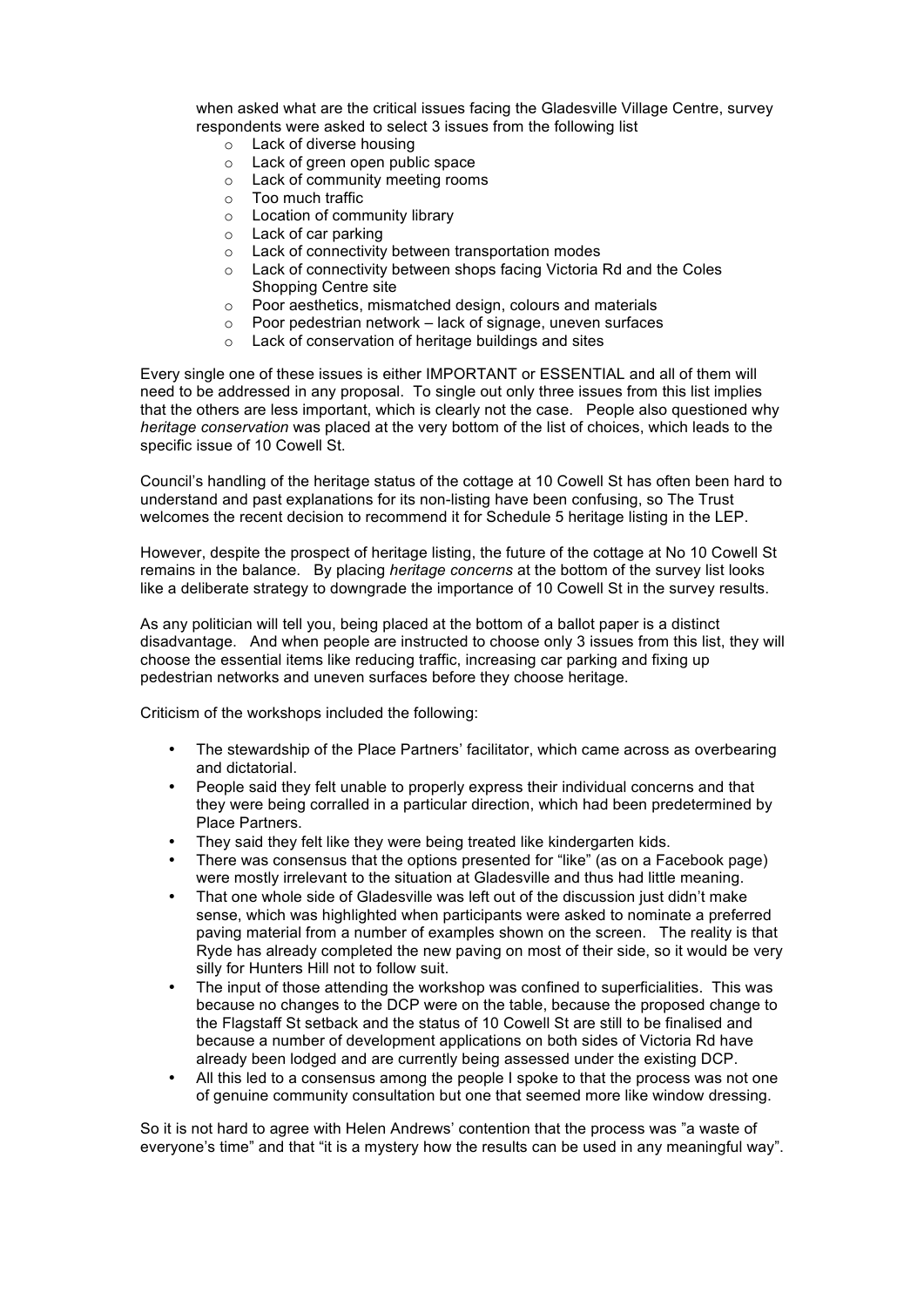when asked what are the critical issues facing the Gladesville Village Centre, survey respondents were asked to select 3 issues from the following list

- Lack of diverse housing
- Lack of green open public space
- Lack of community meeting rooms
- Too much traffic
- Location of community library
- Lack of car parking
- Lack of connectivity between transportation modes
- Lack of connectivity between shops facing Victoria Rd and the Coles Shopping Centre site
- Poor aesthetics, mismatched design, colours and materials
- Poor pedestrian network – lack of signage, uneven surfaces
- Lack of conservation of heritage buildings and sites

Every single one of these issues is either IMPORTANT or ESSENTIAL and all of them will need to be addressed in any proposal. To single out only three issues from this list implies that the others are less important, which is clearly not the case. People also questioned why *heritage conservation* was placed at the very bottom of the list of choices, which leads to the specific issue of 10 Cowell St.

Council's handling of the heritage status of the cottage at 10 Cowell St has often been hard to understand and past explanations for its non-listing have been confusing, so The Trust welcomes the recent decision to recommend it for Schedule 5 heritage listing in the LEP.

However, despite the prospect of heritage listing, the future of the cottage at No 10 Cowell St remains in the balance. By placing *heritage concerns* at the bottom of the survey list looks like a deliberate strategy to downgrade the importance of 10 Cowell St in the survey results.

As any politician will tell you, being placed at the bottom of a ballot paper is a distinct disadvantage. And when people are instructed to choose only 3 issues from this list, they will choose the essential items like reducing traffic, increasing car parking and fixing up pedestrian networks and uneven surfaces before they choose heritage.

Criticism of the workshops included the following:

- The stewardship of the Place Partners' facilitator, which came across as overbearing and dictatorial.
- People said they felt unable to properly express their individual concerns and that they were being corralled in a particular direction, which had been predetermined by Place Partners.
- They said they felt like they were being treated like kindergarten kids.
- There was consensus that the options presented for "like" (as on a Facebook page) were mostly irrelevant to the situation at Gladesville and thus had little meaning.
- That one whole side of Gladesville was left out of the discussion just didn't make sense, which was highlighted when participants were asked to nominate a preferred paving material from a number of examples shown on the screen. The reality is that Ryde has already completed the new paving on most of their side, so it would be very silly for Hunters Hill not to follow suit.
- The input of those attending the workshop was confined to superficialities. This was because no changes to the DCP were on the table, because the proposed change to the Flagstaff St setback and the status of 10 Cowell St are still to be finalised and because a number of development applications on both sides of Victoria Rd have already been lodged and are currently being assessed under the existing DCP.
- All this led to a consensus among the people I spoke to that the process was not one of genuine community consultation but one that seemed more like window dressing.

So it is not hard to agree with Helen Andrews' contention that the process was "a waste of everyone's time" and that "it is a mystery how the results can be used in any meaningful way".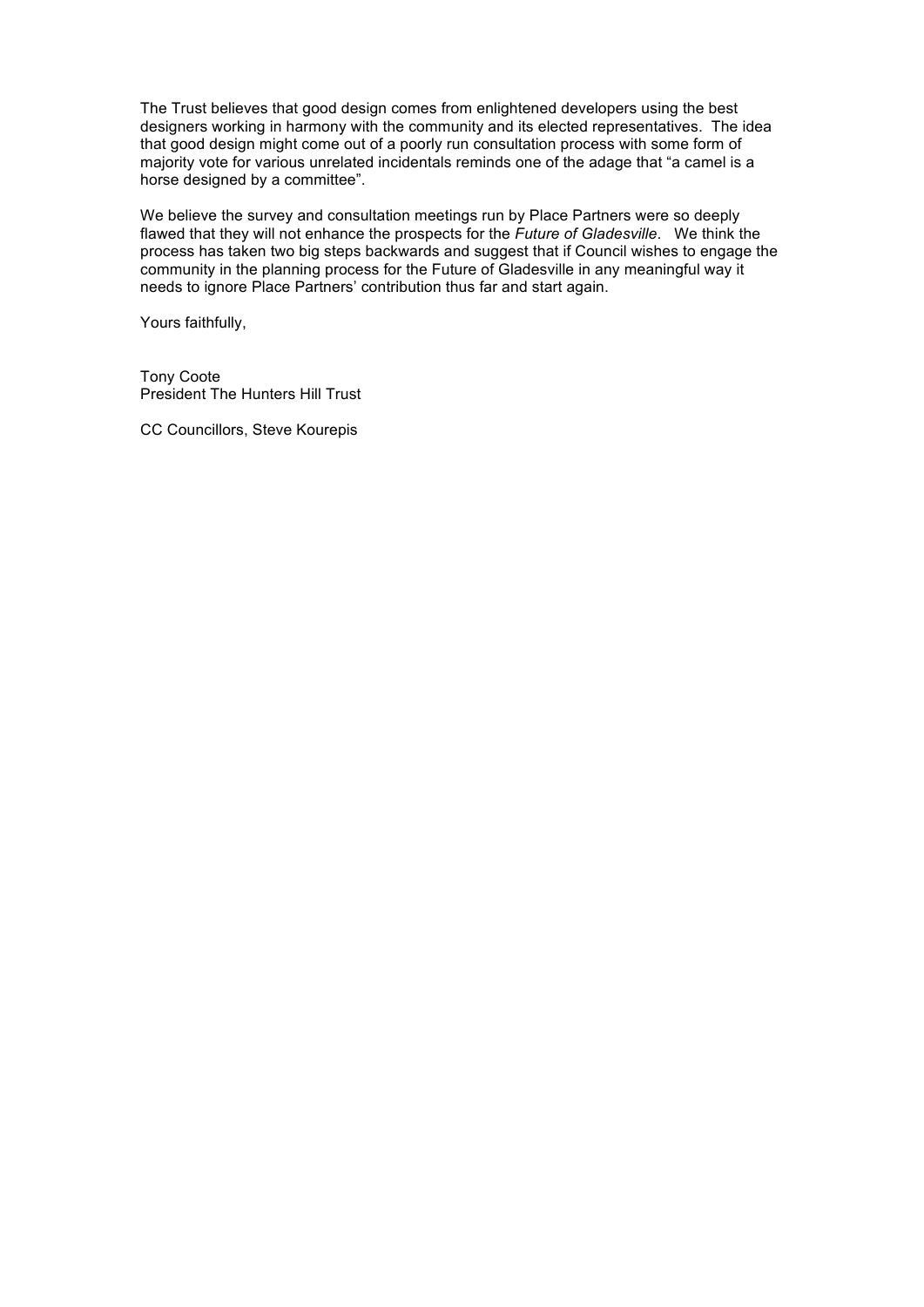The Trust believes that good design comes from enlightened developers using the best designers working in harmony with the community and its elected representatives. The idea that good design might come out of a poorly run consultation process with some form of majority vote for various unrelated incidentals reminds one of the adage that "a camel is a horse designed by a committee".

We believe the survey and consultation meetings run by Place Partners were so deeply flawed that they will not enhance the prospects for the *Future of Gladesville*. We think the process has taken two big steps backwards and suggest that if Council wishes to engage the community in the planning process for the Future of Gladesville in any meaningful way it needs to ignore Place Partners' contribution thus far and start again.

Yours faithfully,

Tony Coote
President The Hunters Hill Trust

CC Councillors, Steve Kourepis